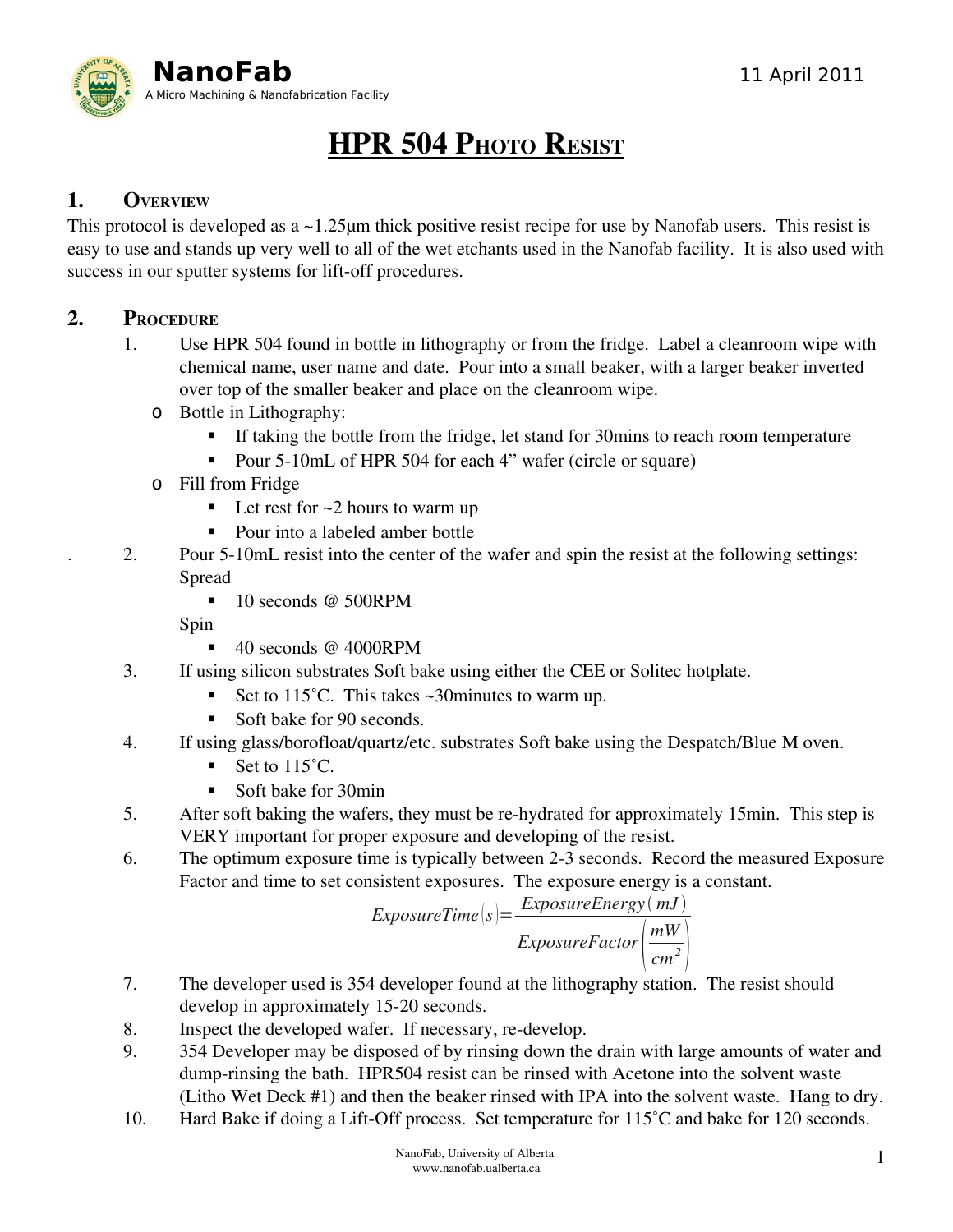NanoFab

A Micro Machining & Nanofabrication Facility

11 April 2011

# HPR 504 Photo Resist

## 1. Overview

This protocol is developed as a ~1.25μm thick positive resist recipe for use by Nanofab users. This resist is easy to use and stands up very well to all of the wet etchants used in the Nanofab facility. It is also used with success in our sputter systems for lift-off procedures.

## 2. Procedure

1. Use HPR 504 found in bottle in lithography or from the fridge. Label a cleanroom wipe with chemical name, user name and date. Pour into a small beaker, with a larger beaker inverted over top of the smaller beaker and place on the cleanroom wipe.
   - Bottle in Lithography:
     - If taking the bottle from the fridge, let stand for 30mins to reach room temperature
     - Pour 5-10mL of HPR 504 for each 4" wafer (circle or square)
   - Fill from Fridge
     - Let rest for ~2 hours to warm up
     - Pour into a labeled amber bottle
2. Pour 5-10mL resist into the center of the wafer and spin the resist at the following settings:

   Spread
     - 10 seconds @ 500RPM

   Spin
     - 40 seconds @ 4000RPM
3. If using silicon substrates Soft bake using either the CEE or Solitec hotplate.
   - Set to 115˚C. This takes ~30minutes to warm up.
   - Soft bake for 90 seconds.
4. If using glass/borofloat/quartz/etc. substrates Soft bake using the Despatch/Blue M oven.
   - Set to 115˚C.
   - Soft bake for 30min
5. After soft baking the wafers, they must be re-hydrated for approximately 15min. This step is VERY important for proper exposure and developing of the resist.
6. The optimum exposure time is typically between 2-3 seconds. Record the measured Exposure Factor and time to set consistent exposures. The exposure energy is a constant.

$$ExposureTime(s) = \frac{ExposureEnergy\,(mJ)}{ExposureFactor\left(\frac{mW}{cm^2}\right)}$$

7. The developer used is 354 developer found at the lithography station. The resist should develop in approximately 15-20 seconds.
8. Inspect the developed wafer. If necessary, re-develop.
9. 354 Developer may be disposed of by rinsing down the drain with large amounts of water and dump-rinsing the bath. HPR504 resist can be rinsed with Acetone into the solvent waste (Litho Wet Deck #1) and then the beaker rinsed with IPA into the solvent waste. Hang to dry.
10. Hard Bake if doing a Lift-Off process. Set temperature for 115˚C and bake for 120 seconds.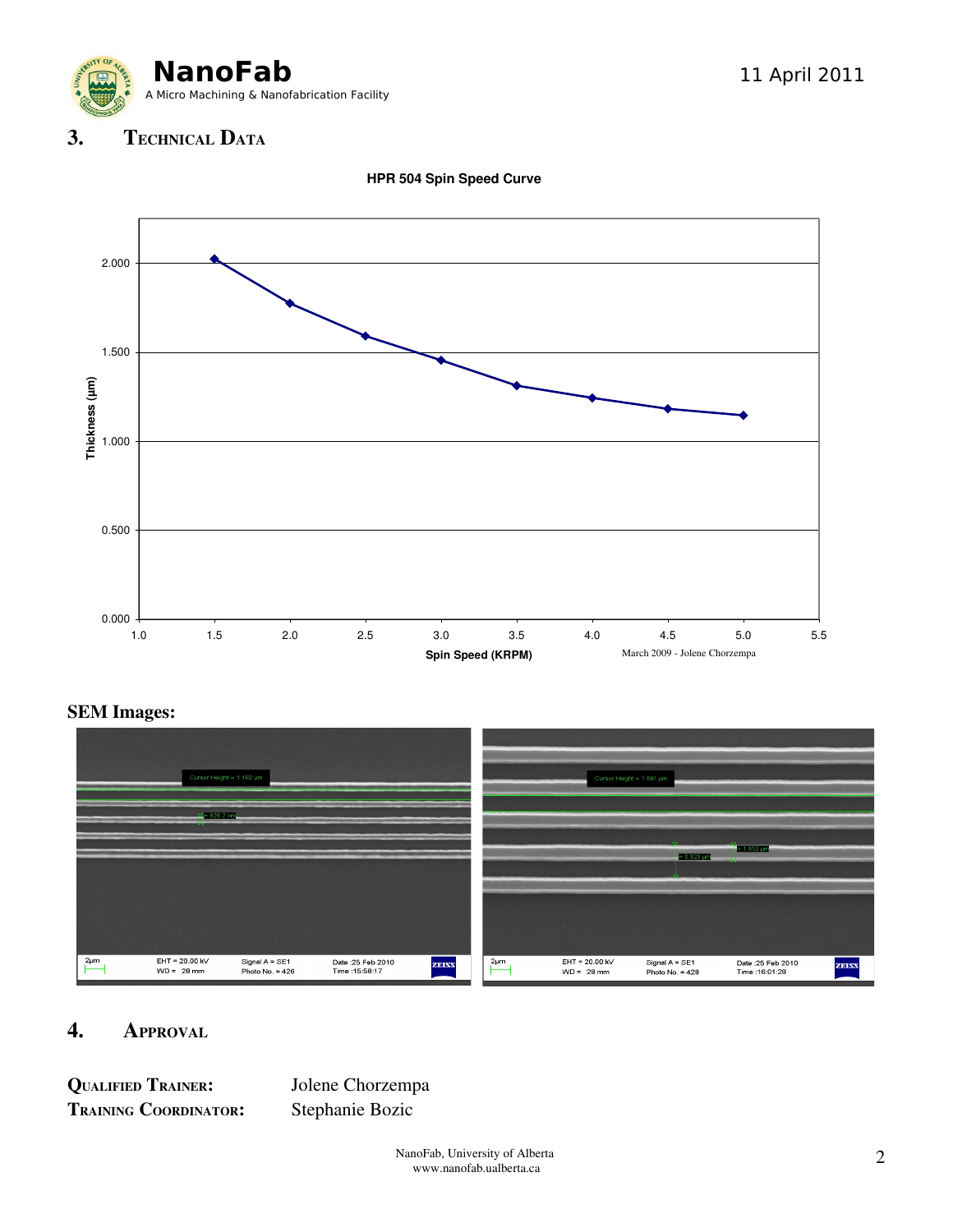## 3. Technical Data

HPR 504 Spin Speed Curve

Thickness (µm)

2.000
1.500
1.000
0.500
0.000

1.0 1.5 2.0 2.5 3.0 3.5 4.0 4.5 5.0 5.5

Spin Speed (KRPM)

March 2009 - Jolene Chorzempa

**SEM Images:**

Cursor Height = 1.182 µm

= 826.2 nm

2µm EHT = 20.00 kV WD = 28 mm Signal A = SE1 Photo No. = 426 Date :25 Feb 2010 Time :15:58:17 ZEISS

Cursor Height = 1.891 µm

= 3.828 µm

= 1.852 µm

2µm EHT = 20.00 kV WD = 28 mm Signal A = SE1 Photo No. = 428 Date :25 Feb 2010 Time :16:01:29 ZEISS

## 4. Approval

**Qualified Trainer:** Jolene Chorzempa
**Training Coordinator:** Stephanie Bozic